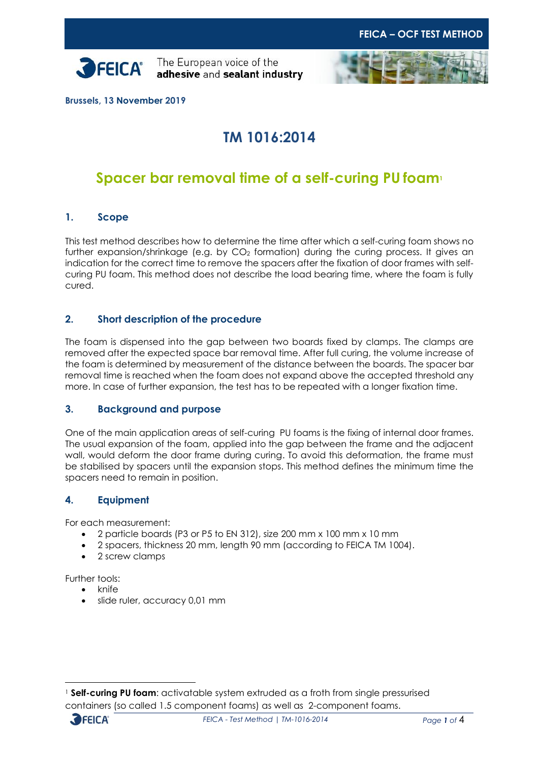FEICA – OCF TEST METHOD

The European voice of the **adhesive** and **sealant industry**

**Brussels, 13 November 2019**

# TM 1016:2014

## Spacer bar removal time of a self-curing PU foam[1]

### 1. Scope

This test method describes how to determine the time after which a self-curing foam shows no further expansion/shrinkage (e.g. by $CO_2$ formation) during the curing process. It gives an indication for the correct time to remove the spacers after the fixation of door frames with self-curing PU foam. This method does not describe the load bearing time, where the foam is fully cured.

### 2. Short description of the procedure

The foam is dispensed into the gap between two boards fixed by clamps. The clamps are removed after the expected space bar removal time. After full curing, the volume increase of the foam is determined by measurement of the distance between the boards. The spacer bar removal time is reached when the foam does not expand above the accepted threshold any more. In case of further expansion, the test has to be repeated with a longer fixation time.

### 3. Background and purpose

One of the main application areas of self-curing PU foams is the fixing of internal door frames. The usual expansion of the foam, applied into the gap between the frame and the adjacent wall, would deform the door frame during curing. To avoid this deformation, the frame must be stabilised by spacers until the expansion stops. This method defines the minimum time the spacers need to remain in position.

### 4. Equipment

For each measurement:

- 2 particle boards (P3 or P5 to EN 312), size 200 mm x 100 mm x 10 mm
- 2 spacers, thickness 20 mm, length 90 mm (according to FEICA TM 1004).
- 2 screw clamps

Further tools:

- knife
- slide ruler, accuracy 0,01 mm

[1] **Self-curing PU foam**: activatable system extruded as a froth from single pressurised containers (so called 1.5 component foams) as well as 2-component foams.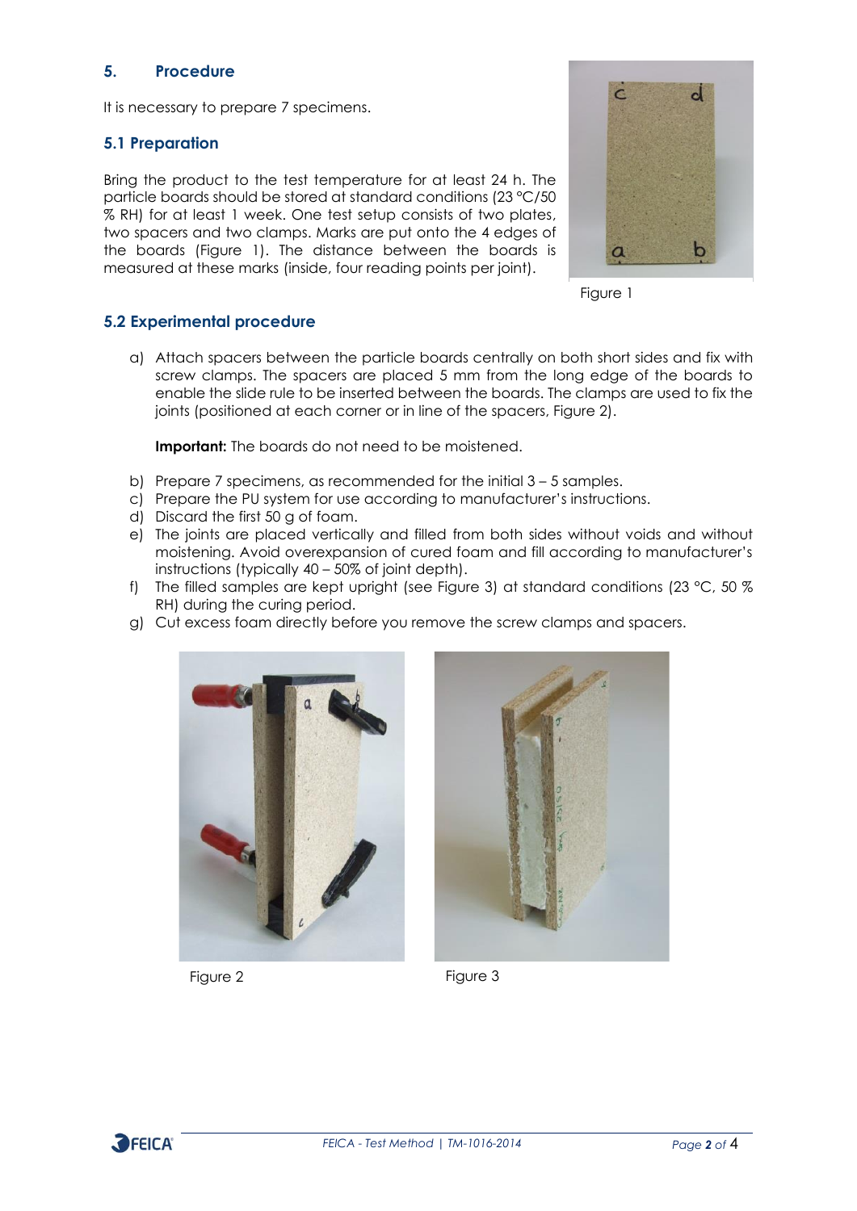## 5. Procedure

It is necessary to prepare 7 specimens.

### 5.1 Preparation

Bring the product to the test temperature for at least 24 h. The particle boards should be stored at standard conditions (23 °C/50 % RH) for at least 1 week. One test setup consists of two plates, two spacers and two clamps. Marks are put onto the 4 edges of the boards (Figure 1). The distance between the boards is measured at these marks (inside, four reading points per joint).

Figure 1

### 5.2 Experimental procedure

a) Attach spacers between the particle boards centrally on both short sides and fix with screw clamps. The spacers are placed 5 mm from the long edge of the boards to enable the slide rule to be inserted between the boards. The clamps are used to fix the joints (positioned at each corner or in line of the spacers, Figure 2).

   **Important:** The boards do not need to be moistened.

b) Prepare 7 specimens, as recommended for the initial 3 – 5 samples.
c) Prepare the PU system for use according to manufacturer's instructions.
d) Discard the first 50 g of foam.
e) The joints are placed vertically and filled from both sides without voids and without moistening. Avoid overexpansion of cured foam and fill according to manufacturer's instructions (typically 40 – 50% of joint depth).
f) The filled samples are kept upright (see Figure 3) at standard conditions (23 °C, 50 % RH) during the curing period.
g) Cut excess foam directly before you remove the screw clamps and spacers.

Figure 2

Figure 3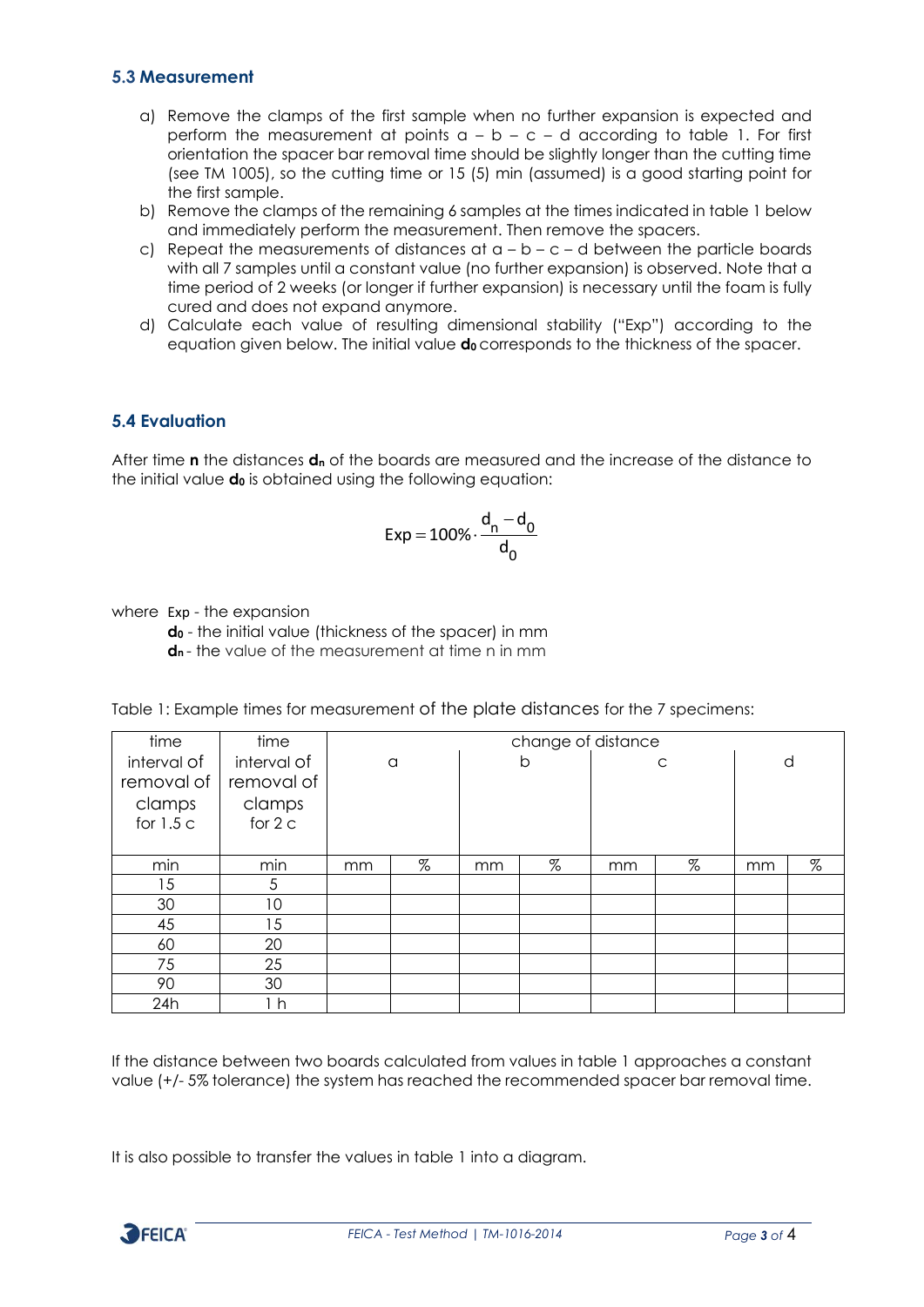### 5.3 Measurement

a) Remove the clamps of the first sample when no further expansion is expected and perform the measurement at points a – b – c – d according to table 1. For first orientation the spacer bar removal time should be slightly longer than the cutting time (see TM 1005), so the cutting time or 15 (5) min (assumed) is a good starting point for the first sample.
b) Remove the clamps of the remaining 6 samples at the times indicated in table 1 below and immediately perform the measurement. Then remove the spacers.
c) Repeat the measurements of distances at a – b – c – d between the particle boards with all 7 samples until a constant value (no further expansion) is observed. Note that a time period of 2 weeks (or longer if further expansion) is necessary until the foam is fully cured and does not expand anymore.
d) Calculate each value of resulting dimensional stability ("Exp") according to the equation given below. The initial value $\mathbf{d_0}$ corresponds to the thickness of the spacer.

### 5.4 Evaluation

After time **n** the distances $\mathbf{d_n}$ of the boards are measured and the increase of the distance to the initial value $\mathbf{d_0}$ is obtained using the following equation:

$$\mathrm{Exp} = 100\% \cdot \frac{d_n - d_0}{d_0}$$

where Exp - the expansion
$\mathbf{d_0}$ - the initial value (thickness of the spacer) in mm
$\mathbf{d_n}$ - the value of the measurement at time n in mm

Table 1: Example times for measurement of the plate distances for the 7 specimens:

| time interval of removal of clamps for 1.5 c | time interval of removal of clamps for 2 c | change of distance | | | | | | | |
|---|---|---|---|---|---|---|---|---|---|
| | | a | | b | | c | | d | |
| min | min | mm | % | mm | % | mm | % | mm | % |
| 15 | 5 | | | | | | | | |
| 30 | 10 | | | | | | | | |
| 45 | 15 | | | | | | | | |
| 60 | 20 | | | | | | | | |
| 75 | 25 | | | | | | | | |
| 90 | 30 | | | | | | | | |
| 24h | 1 h | | | | | | | | |

If the distance between two boards calculated from values in table 1 approaches a constant value (+/- 5% tolerance) the system has reached the recommended spacer bar removal time.

It is also possible to transfer the values in table 1 into a diagram.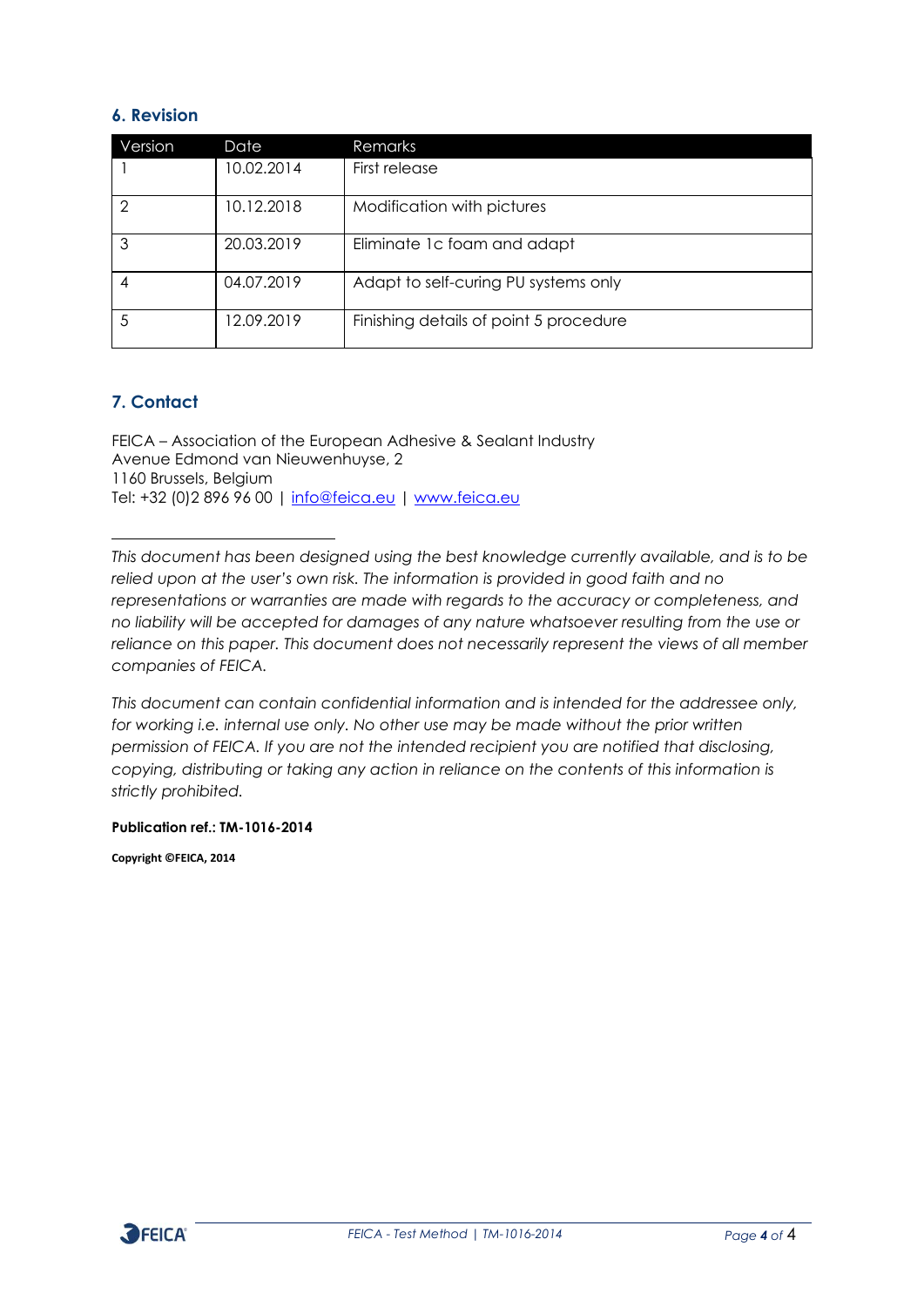## 6. Revision

| Version | Date | Remarks |
|---|---|---|
| 1 | 10.02.2014 | First release |
| 2 | 10.12.2018 | Modification with pictures |
| 3 | 20.03.2019 | Eliminate 1c foam and adapt |
| 4 | 04.07.2019 | Adapt to self-curing PU systems only |
| 5 | 12.09.2019 | Finishing details of point 5 procedure |

## 7. Contact

FEICA – Association of the European Adhesive & Sealant Industry
Avenue Edmond van Nieuwenhuyse, 2
1160 Brussels, Belgium
Tel: +32 (0)2 896 96 00 | info@feica.eu | www.feica.eu

---

*This document has been designed using the best knowledge currently available, and is to be relied upon at the user's own risk. The information is provided in good faith and no representations or warranties are made with regards to the accuracy or completeness, and no liability will be accepted for damages of any nature whatsoever resulting from the use or reliance on this paper. This document does not necessarily represent the views of all member companies of FEICA.*

*This document can contain confidential information and is intended for the addressee only, for working i.e. internal use only. No other use may be made without the prior written permission of FEICA. If you are not the intended recipient you are notified that disclosing, copying, distributing or taking any action in reliance on the contents of this information is strictly prohibited.*

**Publication ref.: TM-1016-2014**

**Copyright ©FEICA, 2014**